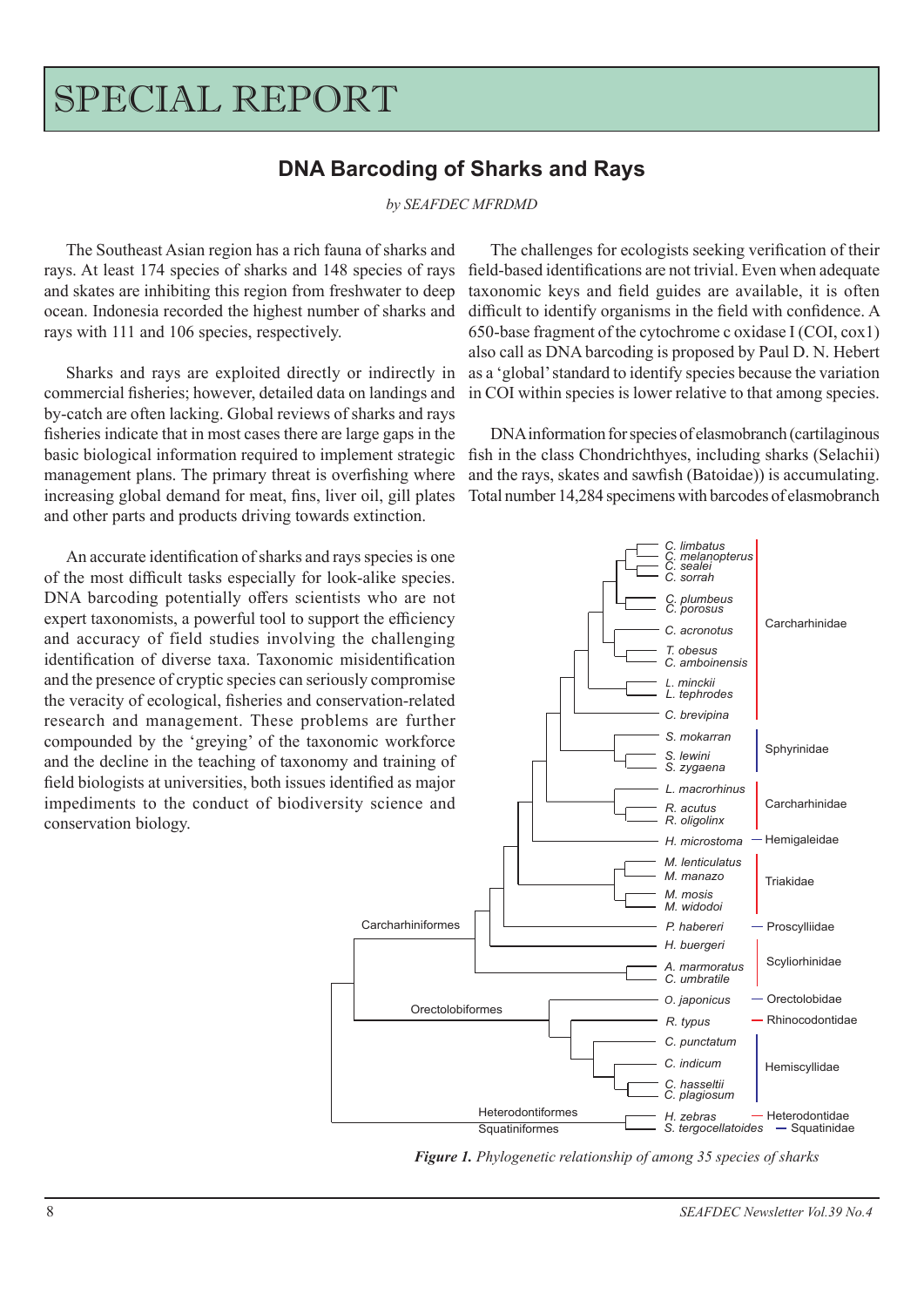# SPECIAL REPORT

## DNA Barcoding of Sharks and Rays

*by SEAFDEC MFRDMD*

The Southeast Asian region has a rich fauna of sharks and rays. At least 174 species of sharks and 148 species of rays and skates are inhibiting this region from freshwater to deep ocean. Indonesia recorded the highest number of sharks and rays with 111 and 106 species, respectively.

Sharks and rays are exploited directly or indirectly in commercial fisheries; however, detailed data on landings and by-catch are often lacking. Global reviews of sharks and rays fisheries indicate that in most cases there are large gaps in the basic biological information required to implement strategic management plans. The primary threat is overfishing where increasing global demand for meat, fins, liver oil, gill plates and other parts and products driving towards extinction.

An accurate identification of sharks and rays species is one of the most difficult tasks especially for look-alike species. DNA barcoding potentially offers scientists who are not expert taxonomists, a powerful tool to support the efficiency and accuracy of field studies involving the challenging identification of diverse taxa. Taxonomic misidentification and the presence of cryptic species can seriously compromise the veracity of ecological, fisheries and conservation-related research and management. These problems are further compounded by the 'greying' of the taxonomic workforce and the decline in the teaching of taxonomy and training of field biologists at universities, both issues identified as major impediments to the conduct of biodiversity science and conservation biology.

The challenges for ecologists seeking verification of their field-based identifications are not trivial. Even when adequate taxonomic keys and field guides are available, it is often difficult to identify organisms in the field with confidence. A 650-base fragment of the cytochrome c oxidase I (COI, cox1) also call as DNA barcoding is proposed by Paul D. N. Hebert as a 'global' standard to identify species because the variation in COI within species is lower relative to that among species.

DNA information for species of elasmobranch (cartilaginous fish in the class Chondrichthyes, including sharks (Selachii) and the rays, skates and sawfish (Batoidae)) is accumulating. Total number 14,284 specimens with barcodes of elasmobranch

***Figure 1.*** *Phylogenetic relationship of among 35 species of sharks*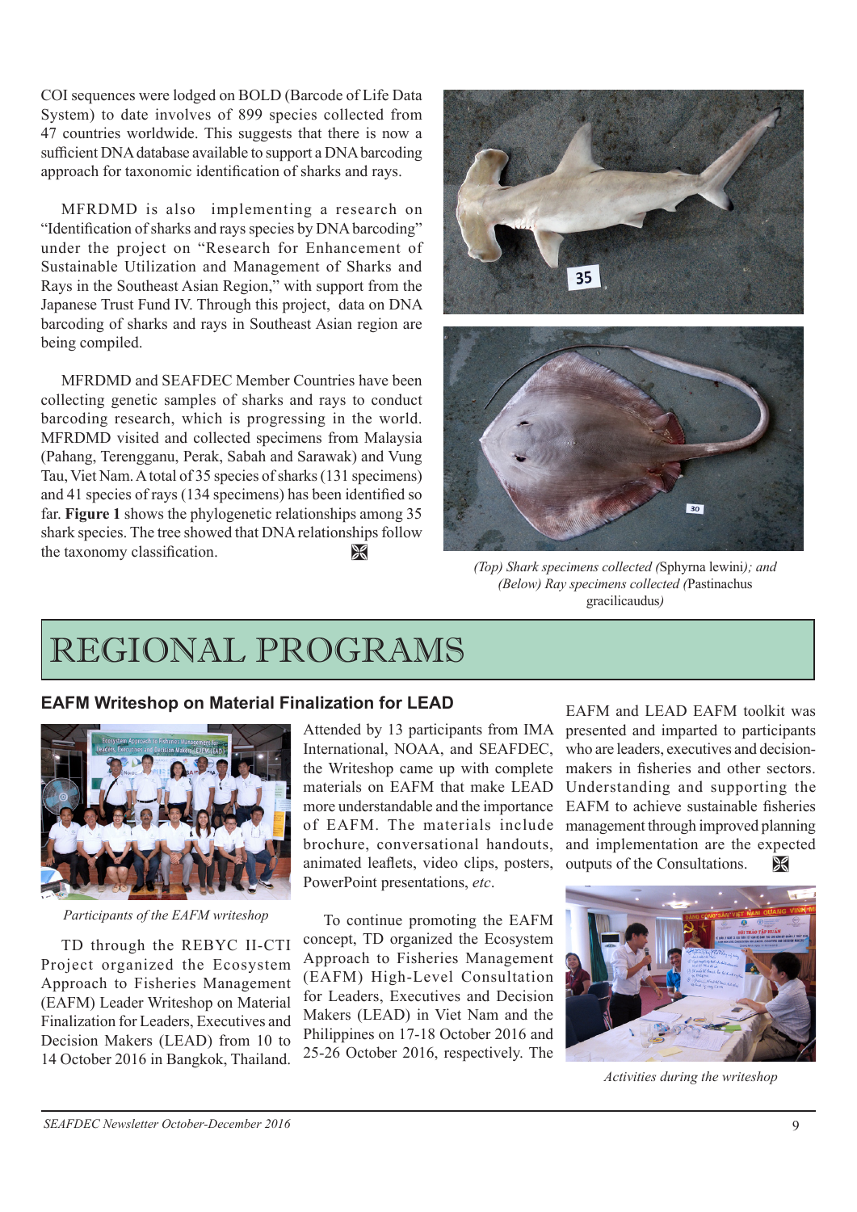COI sequences were lodged on BOLD (Barcode of Life Data System) to date involves of 899 species collected from 47 countries worldwide. This suggests that there is now a sufficient DNA database available to support a DNA barcoding approach for taxonomic identification of sharks and rays.

MFRDMD is also implementing a research on "Identification of sharks and rays species by DNA barcoding" under the project on "Research for Enhancement of Sustainable Utilization and Management of Sharks and Rays in the Southeast Asian Region," with support from the Japanese Trust Fund IV. Through this project, data on DNA barcoding of sharks and rays in Southeast Asian region are being compiled.

MFRDMD and SEAFDEC Member Countries have been collecting genetic samples of sharks and rays to conduct barcoding research, which is progressing in the world. MFRDMD visited and collected specimens from Malaysia (Pahang, Terengganu, Perak, Sabah and Sarawak) and Vung Tau, Viet Nam. A total of 35 species of sharks (131 specimens) and 41 species of rays (134 specimens) has been identified so far. **Figure 1** shows the phylogenetic relationships among 35 shark species. The tree showed that DNA relationships follow the taxonomy classification.

*(Top) Shark specimens collected (*Sphyrna lewini*); and (Below) Ray specimens collected (*Pastinachus gracilicaudus*)*

# REGIONAL PROGRAMS

## EAFM Writeshop on Material Finalization for LEAD

*Participants of the EAFM writeshop*

TD through the REBYC II-CTI Project organized the Ecosystem Approach to Fisheries Management (EAFM) Leader Writeshop on Material Finalization for Leaders, Executives and Decision Makers (LEAD) from 10 to 14 October 2016 in Bangkok, Thailand. Attended by 13 participants from IMA International, NOAA, and SEAFDEC, the Writeshop came up with complete materials on EAFM that make LEAD more understandable and the importance of EAFM. The materials include brochure, conversational handouts, animated leaflets, video clips, posters, PowerPoint presentations, *etc*.

To continue promoting the EAFM concept, TD organized the Ecosystem Approach to Fisheries Management (EAFM) High-Level Consultation for Leaders, Executives and Decision Makers (LEAD) in Viet Nam and the Philippines on 17-18 October 2016 and 25-26 October 2016, respectively. The EAFM and LEAD EAFM toolkit was presented and imparted to participants who are leaders, executives and decision-makers in fisheries and other sectors. Understanding and supporting the EAFM to achieve sustainable fisheries management through improved planning and implementation are the expected outputs of the Consultations.

*Activities during the writeshop*